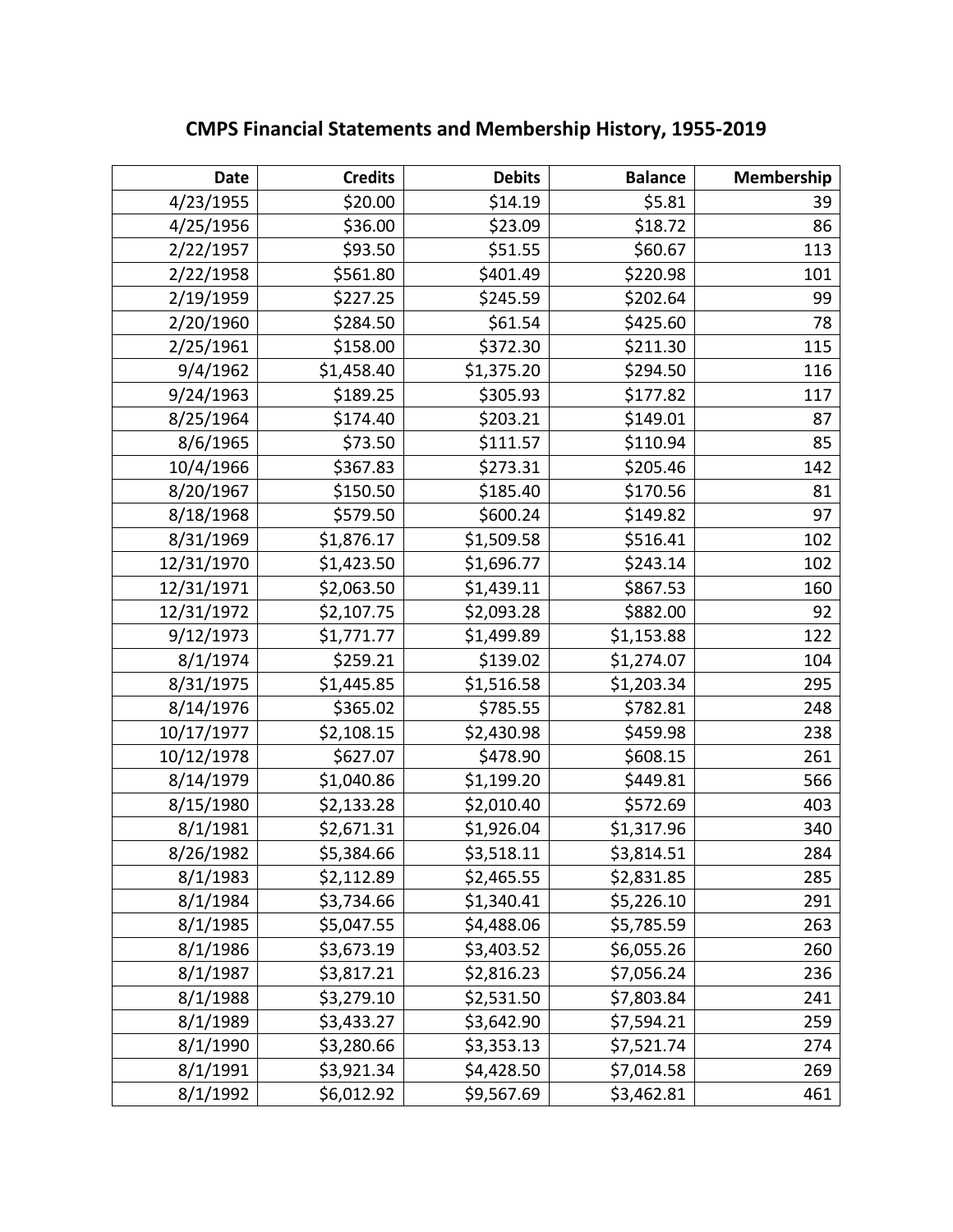# CMPS Financial Statements and Membership History, 1955-2019

| Date | Credits | Debits | Balance | Membership |
|---:|---:|---:|---:|---:|
| 4/23/1955 | $20.00 | $14.19 | $5.81 | 39 |
| 4/25/1956 | $36.00 | $23.09 | $18.72 | 86 |
| 2/22/1957 | $93.50 | $51.55 | $60.67 | 113 |
| 2/22/1958 | $561.80 | $401.49 | $220.98 | 101 |
| 2/19/1959 | $227.25 | $245.59 | $202.64 | 99 |
| 2/20/1960 | $284.50 | $61.54 | $425.60 | 78 |
| 2/25/1961 | $158.00 | $372.30 | $211.30 | 115 |
| 9/4/1962 | $1,458.40 | $1,375.20 | $294.50 | 116 |
| 9/24/1963 | $189.25 | $305.93 | $177.82 | 117 |
| 8/25/1964 | $174.40 | $203.21 | $149.01 | 87 |
| 8/6/1965 | $73.50 | $111.57 | $110.94 | 85 |
| 10/4/1966 | $367.83 | $273.31 | $205.46 | 142 |
| 8/20/1967 | $150.50 | $185.40 | $170.56 | 81 |
| 8/18/1968 | $579.50 | $600.24 | $149.82 | 97 |
| 8/31/1969 | $1,876.17 | $1,509.58 | $516.41 | 102 |
| 12/31/1970 | $1,423.50 | $1,696.77 | $243.14 | 102 |
| 12/31/1971 | $2,063.50 | $1,439.11 | $867.53 | 160 |
| 12/31/1972 | $2,107.75 | $2,093.28 | $882.00 | 92 |
| 9/12/1973 | $1,771.77 | $1,499.89 | $1,153.88 | 122 |
| 8/1/1974 | $259.21 | $139.02 | $1,274.07 | 104 |
| 8/31/1975 | $1,445.85 | $1,516.58 | $1,203.34 | 295 |
| 8/14/1976 | $365.02 | $785.55 | $782.81 | 248 |
| 10/17/1977 | $2,108.15 | $2,430.98 | $459.98 | 238 |
| 10/12/1978 | $627.07 | $478.90 | $608.15 | 261 |
| 8/14/1979 | $1,040.86 | $1,199.20 | $449.81 | 566 |
| 8/15/1980 | $2,133.28 | $2,010.40 | $572.69 | 403 |
| 8/1/1981 | $2,671.31 | $1,926.04 | $1,317.96 | 340 |
| 8/26/1982 | $5,384.66 | $3,518.11 | $3,814.51 | 284 |
| 8/1/1983 | $2,112.89 | $2,465.55 | $2,831.85 | 285 |
| 8/1/1984 | $3,734.66 | $1,340.41 | $5,226.10 | 291 |
| 8/1/1985 | $5,047.55 | $4,488.06 | $5,785.59 | 263 |
| 8/1/1986 | $3,673.19 | $3,403.52 | $6,055.26 | 260 |
| 8/1/1987 | $3,817.21 | $2,816.23 | $7,056.24 | 236 |
| 8/1/1988 | $3,279.10 | $2,531.50 | $7,803.84 | 241 |
| 8/1/1989 | $3,433.27 | $3,642.90 | $7,594.21 | 259 |
| 8/1/1990 | $3,280.66 | $3,353.13 | $7,521.74 | 274 |
| 8/1/1991 | $3,921.34 | $4,428.50 | $7,014.58 | 269 |
| 8/1/1992 | $6,012.92 | $9,567.69 | $3,462.81 | 461 |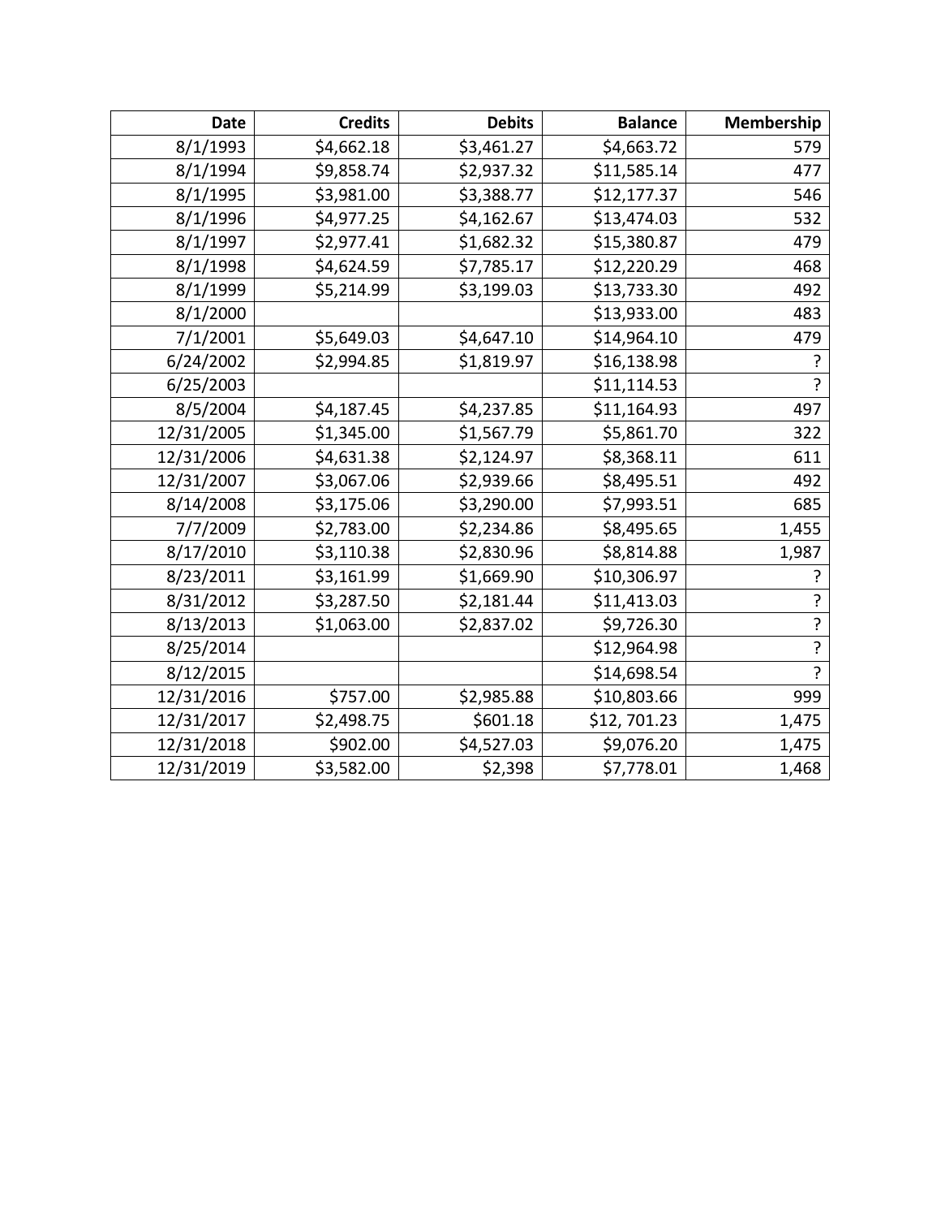| Date | Credits | Debits | Balance | Membership |
|---:|---:|---:|---:|---:|
| 8/1/1993 | $4,662.18 | $3,461.27 | $4,663.72 | 579 |
| 8/1/1994 | $9,858.74 | $2,937.32 | $11,585.14 | 477 |
| 8/1/1995 | $3,981.00 | $3,388.77 | $12,177.37 | 546 |
| 8/1/1996 | $4,977.25 | $4,162.67 | $13,474.03 | 532 |
| 8/1/1997 | $2,977.41 | $1,682.32 | $15,380.87 | 479 |
| 8/1/1998 | $4,624.59 | $7,785.17 | $12,220.29 | 468 |
| 8/1/1999 | $5,214.99 | $3,199.03 | $13,733.30 | 492 |
| 8/1/2000 | | | $13,933.00 | 483 |
| 7/1/2001 | $5,649.03 | $4,647.10 | $14,964.10 | 479 |
| 6/24/2002 | $2,994.85 | $1,819.97 | $16,138.98 | ? |
| 6/25/2003 | | | $11,114.53 | ? |
| 8/5/2004 | $4,187.45 | $4,237.85 | $11,164.93 | 497 |
| 12/31/2005 | $1,345.00 | $1,567.79 | $5,861.70 | 322 |
| 12/31/2006 | $4,631.38 | $2,124.97 | $8,368.11 | 611 |
| 12/31/2007 | $3,067.06 | $2,939.66 | $8,495.51 | 492 |
| 8/14/2008 | $3,175.06 | $3,290.00 | $7,993.51 | 685 |
| 7/7/2009 | $2,783.00 | $2,234.86 | $8,495.65 | 1,455 |
| 8/17/2010 | $3,110.38 | $2,830.96 | $8,814.88 | 1,987 |
| 8/23/2011 | $3,161.99 | $1,669.90 | $10,306.97 | ? |
| 8/31/2012 | $3,287.50 | $2,181.44 | $11,413.03 | ? |
| 8/13/2013 | $1,063.00 | $2,837.02 | $9,726.30 | ? |
| 8/25/2014 | | | $12,964.98 | ? |
| 8/12/2015 | | | $14,698.54 | ? |
| 12/31/2016 | $757.00 | $2,985.88 | $10,803.66 | 999 |
| 12/31/2017 | $2,498.75 | $601.18 | $12, 701.23 | 1,475 |
| 12/31/2018 | $902.00 | $4,527.03 | $9,076.20 | 1,475 |
| 12/31/2019 | $3,582.00 | $2,398 | $7,778.01 | 1,468 |